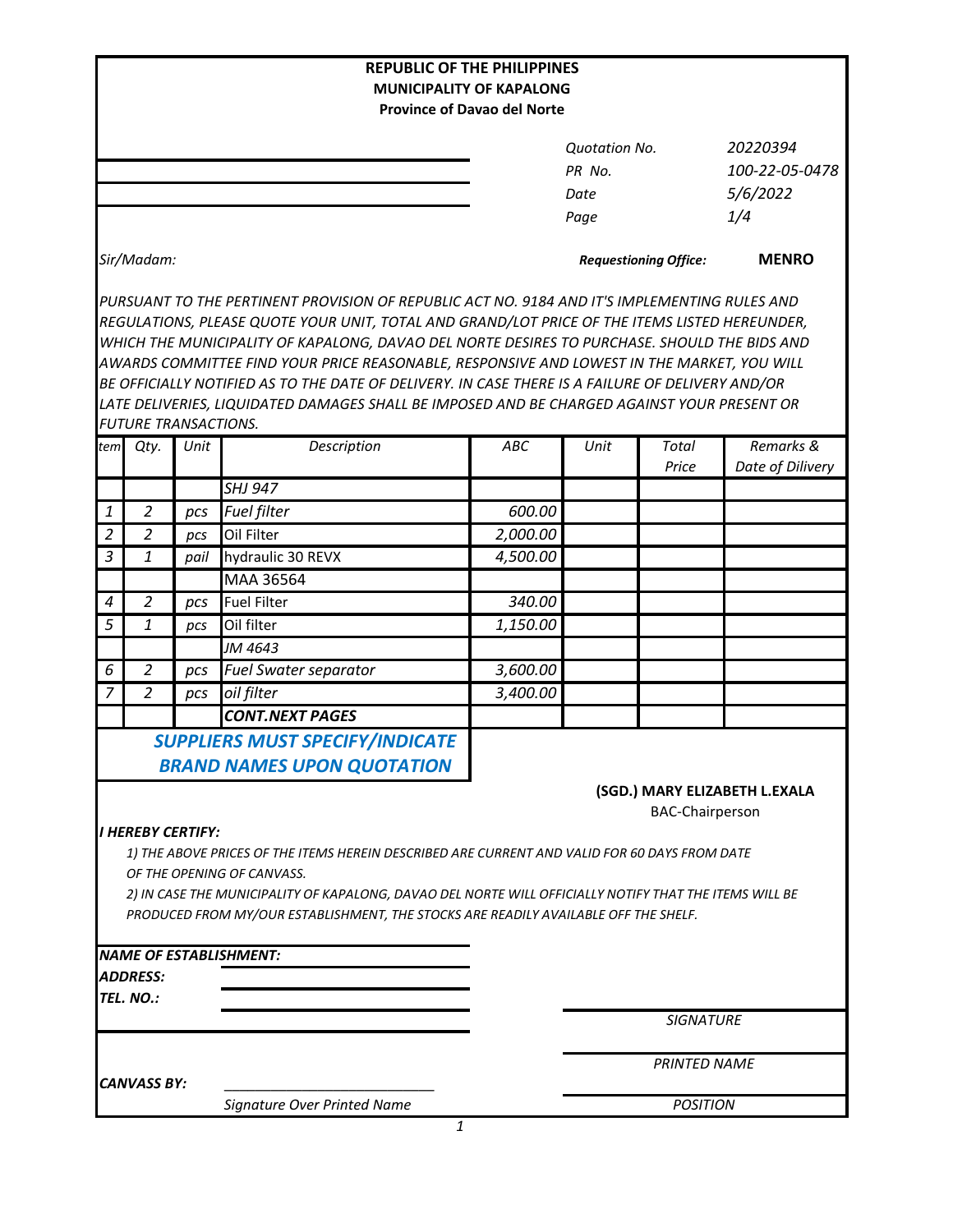**REPUBLIC OF THE PHILIPPINES**
**MUNICIPALITY OF KAPALONG**
**Province of Davao del Norte**

| | |
|---|---|
| *Quotation No.* | *20220394* |
| *PR No.* | *100-22-05-0478* |
| *Date* | *5/6/2022* |
| *Page* | *1/4* |

*Sir/Madam:*

***Requestioning Office:*** **MENRO**

*PURSUANT TO THE PERTINENT PROVISION OF REPUBLIC ACT NO. 9184 AND IT'S IMPLEMENTING RULES AND REGULATIONS, PLEASE QUOTE YOUR UNIT, TOTAL AND GRAND/LOT PRICE OF THE ITEMS LISTED HEREUNDER, WHICH THE MUNICIPALITY OF KAPALONG, DAVAO DEL NORTE DESIRES TO PURCHASE. SHOULD THE BIDS AND AWARDS COMMITTEE FIND YOUR PRICE REASONABLE, RESPONSIVE AND LOWEST IN THE MARKET, YOU WILL BE OFFICIALLY NOTIFIED AS TO THE DATE OF DELIVERY. IN CASE THERE IS A FAILURE OF DELIVERY AND/OR LATE DELIVERIES, LIQUIDATED DAMAGES SHALL BE IMPOSED AND BE CHARGED AGAINST YOUR PRESENT OR FUTURE TRANSACTIONS.*

| tem | Qty. | Unit | Description | ABC | Unit | Total Price | Remarks & Date of Dilivery |
|---|---|---|---|---|---|---|---|
| | | | *SHJ 947* | | | | |
| 1 | 2 | pcs | *Fuel filter* | 600.00 | | | |
| 2 | 2 | pcs | Oil Filter | 2,000.00 | | | |
| 3 | 1 | pail | hydraulic 30 REVX | 4,500.00 | | | |
| | | | MAA 36564 | | | | |
| 4 | 2 | pcs | Fuel Filter | 340.00 | | | |
| 5 | 1 | pcs | Oil filter | 1,150.00 | | | |
| | | | *JM 4643* | | | | |
| 6 | 2 | pcs | *Fuel Swater separator* | 3,600.00 | | | |
| 7 | 2 | pcs | *oil filter* | 3,400.00 | | | |
| | | | ***CONT.NEXT PAGES*** | | | | |

***SUPPLIERS MUST SPECIFY/INDICATE BRAND NAMES UPON QUOTATION***

**(SGD.) MARY ELIZABETH L.EXALA**
BAC-Chairperson

***I HEREBY CERTIFY:***

*1) THE ABOVE PRICES OF THE ITEMS HEREIN DESCRIBED ARE CURRENT AND VALID FOR 60 DAYS FROM DATE OF THE OPENING OF CANVASS.*

*2) IN CASE THE MUNICIPALITY OF KAPALONG, DAVAO DEL NORTE WILL OFFICIALLY NOTIFY THAT THE ITEMS WILL BE PRODUCED FROM MY/OUR ESTABLISHMENT, THE STOCKS ARE READILY AVAILABLE OFF THE SHELF.*

***NAME OF ESTABLISHMENT:*** ______________________

***ADDRESS:*** ______________________

***TEL. NO.:*** ______________________

______________________
*SIGNATURE*

______________________
*PRINTED NAME*

______________________
*POSITION*

***CANVASS BY:*** ______________________
*Signature Over Printed Name*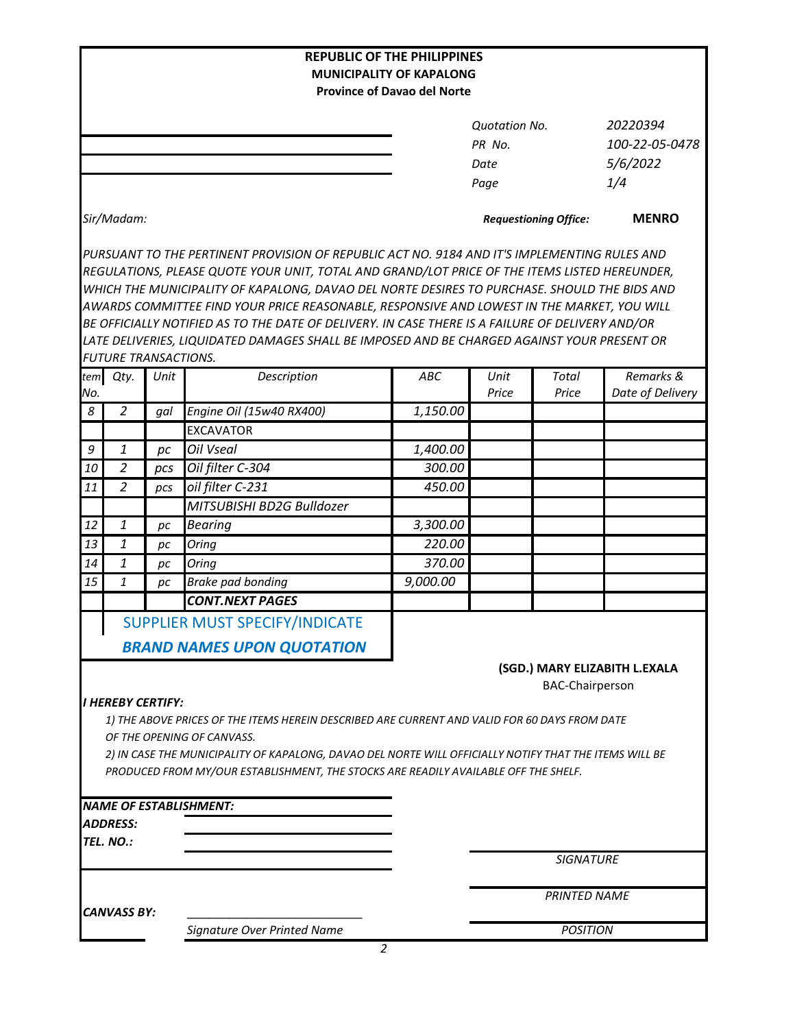**REPUBLIC OF THE PHILIPPINES**
**MUNICIPALITY OF KAPALONG**
**Province of Davao del Norte**

| | |
|---|---|
| *Quotation No.* | *20220394* |
| *PR No.* | *100-22-05-0478* |
| *Date* | *5/6/2022* |
| *Page* | *1/4* |

*Sir/Madam:*

***Requestioning Office:*** **MENRO**

*PURSUANT TO THE PERTINENT PROVISION OF REPUBLIC ACT NO. 9184 AND IT'S IMPLEMENTING RULES AND REGULATIONS, PLEASE QUOTE YOUR UNIT, TOTAL AND GRAND/LOT PRICE OF THE ITEMS LISTED HEREUNDER, WHICH THE MUNICIPALITY OF KAPALONG, DAVAO DEL NORTE DESIRES TO PURCHASE. SHOULD THE BIDS AND AWARDS COMMITTEE FIND YOUR PRICE REASONABLE, RESPONSIVE AND LOWEST IN THE MARKET, YOU WILL BE OFFICIALLY NOTIFIED AS TO THE DATE OF DELIVERY. IN CASE THERE IS A FAILURE OF DELIVERY AND/OR LATE DELIVERIES, LIQUIDATED DAMAGES SHALL BE IMPOSED AND BE CHARGED AGAINST YOUR PRESENT OR FUTURE TRANSACTIONS.*

| Item No. | Qty. | Unit | Description | ABC | Unit Price | Total Price | Remarks & Date of Delivery |
|---|---|---|---|---|---|---|---|
| 8 | 2 | gal | Engine Oil (15w40 RX400) | 1,150.00 | | | |
| | | | EXCAVATOR | | | | |
| 9 | 1 | pc | Oil Vseal | 1,400.00 | | | |
| 10 | 2 | pcs | Oil filter C-304 | 300.00 | | | |
| 11 | 2 | pcs | oil filter C-231 | 450.00 | | | |
| | | | MITSUBISHI BD2G Bulldozer | | | | |
| 12 | 1 | pc | Bearing | 3,300.00 | | | |
| 13 | 1 | pc | Oring | 220.00 | | | |
| 14 | 1 | pc | Oring | 370.00 | | | |
| 15 | 1 | pc | Brake pad bonding | 9,000.00 | | | |
| | | | **CONT.NEXT PAGES** | | | | |

SUPPLIER MUST SPECIFY/INDICATE

***BRAND NAMES UPON QUOTATION***

**(SGD.) MARY ELIZABITH L.EXALA**
BAC-Chairperson

***I HEREBY CERTIFY:***

*1) THE ABOVE PRICES OF THE ITEMS HEREIN DESCRIBED ARE CURRENT AND VALID FOR 60 DAYS FROM DATE OF THE OPENING OF CANVASS.*

*2) IN CASE THE MUNICIPALITY OF KAPALONG, DAVAO DEL NORTE WILL OFFICIALLY NOTIFY THAT THE ITEMS WILL BE PRODUCED FROM MY/OUR ESTABLISHMENT, THE STOCKS ARE READILY AVAILABLE OFF THE SHELF.*

***NAME OF ESTABLISHMENT:*** ______________________

***ADDRESS:*** ______________________

***TEL. NO.:*** ______________________

______________________
*SIGNATURE*

______________________
*PRINTED NAME*

______________________
*POSITION*

***CANVASS BY:*** ______________________
*Signature Over Printed Name*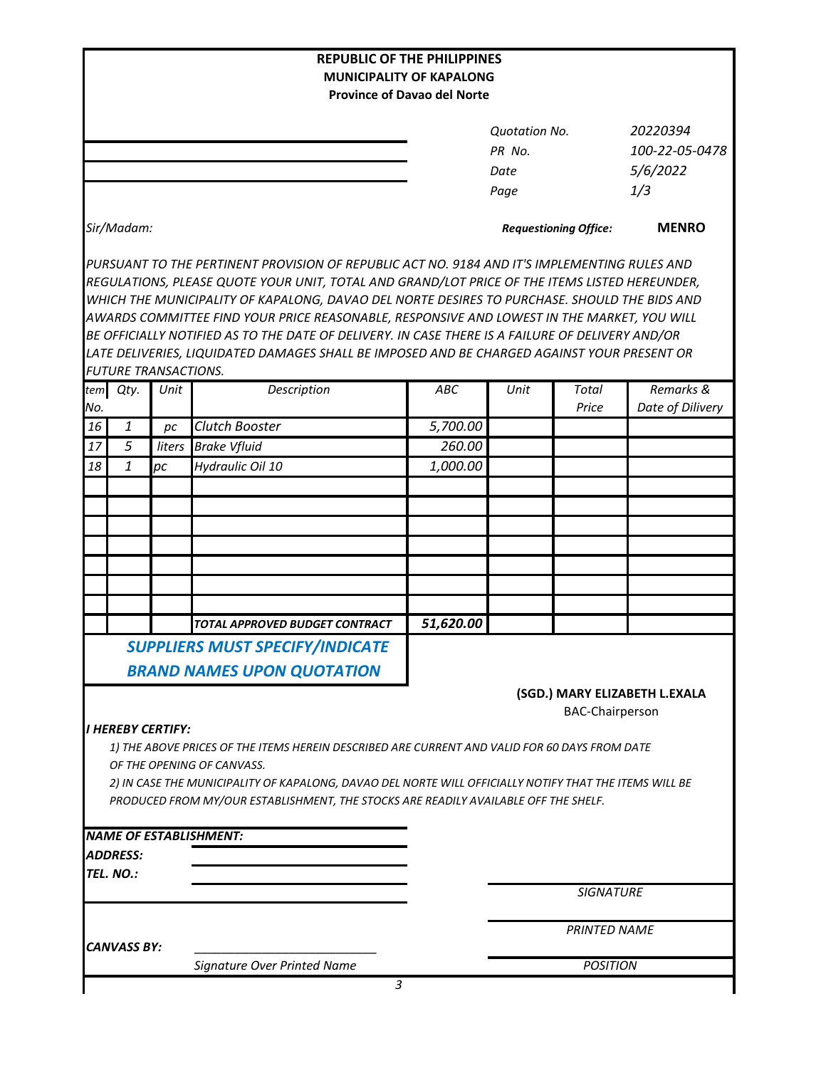**REPUBLIC OF THE PHILIPPINES**
**MUNICIPALITY OF KAPALONG**
**Province of Davao del Norte**

| | |
|---|---|
| *Quotation No.* | *20220394* |
| *PR No.* | *100-22-05-0478* |
| *Date* | *5/6/2022* |
| *Page* | *1/3* |

*Sir/Madam:*

***Requestioning Office:*** **MENRO**

*PURSUANT TO THE PERTINENT PROVISION OF REPUBLIC ACT NO. 9184 AND IT'S IMPLEMENTING RULES AND REGULATIONS, PLEASE QUOTE YOUR UNIT, TOTAL AND GRAND/LOT PRICE OF THE ITEMS LISTED HEREUNDER, WHICH THE MUNICIPALITY OF KAPALONG, DAVAO DEL NORTE DESIRES TO PURCHASE. SHOULD THE BIDS AND AWARDS COMMITTEE FIND YOUR PRICE REASONABLE, RESPONSIVE AND LOWEST IN THE MARKET, YOU WILL BE OFFICIALLY NOTIFIED AS TO THE DATE OF DELIVERY. IN CASE THERE IS A FAILURE OF DELIVERY AND/OR LATE DELIVERIES, LIQUIDATED DAMAGES SHALL BE IMPOSED AND BE CHARGED AGAINST YOUR PRESENT OR FUTURE TRANSACTIONS.*

| *tem No.* | *Qty.* | *Unit* | *Description* | *ABC* | *Unit* | *Total Price* | *Remarks & Date of Dilivery* |
|---|---|---|---|---|---|---|---|
| *16* | *1* | *pc* | *Clutch Booster* | *5,700.00* | | | |
| *17* | *5* | *liters* | *Brake Vfluid* | *260.00* | | | |
| *18* | *1* | *pc* | *Hydraulic Oil 10* | *1,000.00* | | | |
| | | | | | | | |
| | | | | | | | |
| | | | | | | | |
| | | | | | | | |
| | | | | | | | |
| | | | | | | | |
| | | | | | | | |
| | | | ***TOTAL APPROVED BUDGET CONTRACT*** | ***51,620.00*** | | | |

***SUPPLIERS MUST SPECIFY/INDICATE BRAND NAMES UPON QUOTATION***

**(SGD.) MARY ELIZABETH L.EXALA**
BAC-Chairperson

***I HEREBY CERTIFY:***

*1) THE ABOVE PRICES OF THE ITEMS HEREIN DESCRIBED ARE CURRENT AND VALID FOR 60 DAYS FROM DATE OF THE OPENING OF CANVASS.*

*2) IN CASE THE MUNICIPALITY OF KAPALONG, DAVAO DEL NORTE WILL OFFICIALLY NOTIFY THAT THE ITEMS WILL BE PRODUCED FROM MY/OUR ESTABLISHMENT, THE STOCKS ARE READILY AVAILABLE OFF THE SHELF.*

***NAME OF ESTABLISHMENT:*** \_\_\_\_\_\_\_\_\_\_\_\_\_\_\_\_\_\_\_\_

***ADDRESS:*** \_\_\_\_\_\_\_\_\_\_\_\_\_\_\_\_\_\_\_\_

***TEL. NO.:*** \_\_\_\_\_\_\_\_\_\_\_\_\_\_\_\_\_\_\_\_

\_\_\_\_\_\_\_\_\_\_\_\_\_\_\_\_\_\_\_\_
*SIGNATURE*

\_\_\_\_\_\_\_\_\_\_\_\_\_\_\_\_\_\_\_\_
*PRINTED NAME*

***CANVASS BY:*** \_\_\_\_\_\_\_\_\_\_\_\_\_\_\_\_\_\_\_\_\_\_\_\_\_\_\_
*Signature Over Printed Name*

\_\_\_\_\_\_\_\_\_\_\_\_\_\_\_\_\_\_\_\_
*POSITION*